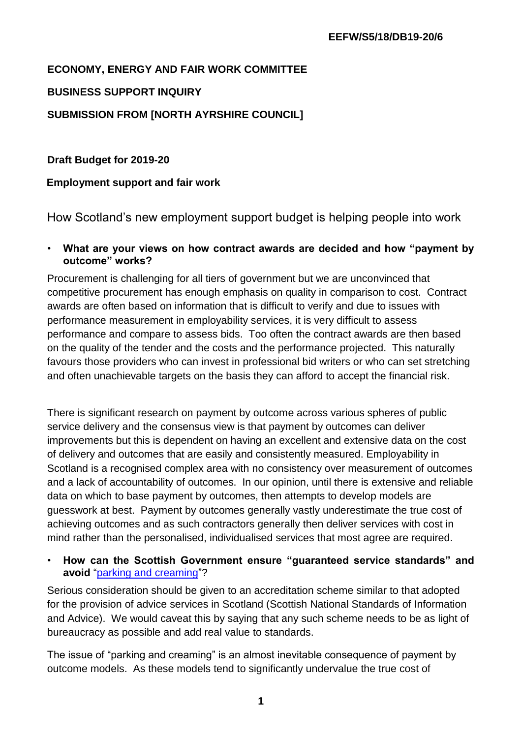**EEFW/S5/18/DB19-20/6**

**ECONOMY, ENERGY AND FAIR WORK COMMITTEE**

**BUSINESS SUPPORT INQUIRY**

**SUBMISSION FROM [NORTH AYRSHIRE COUNCIL]**

**Draft Budget for 2019-20**

**Employment support and fair work**

How Scotland's new employment support budget is helping people into work

- **What are your views on how contract awards are decided and how "payment by outcome" works?**

Procurement is challenging for all tiers of government but we are unconvinced that competitive procurement has enough emphasis on quality in comparison to cost. Contract awards are often based on information that is difficult to verify and due to issues with performance measurement in employability services, it is very difficult to assess performance and compare to assess bids. Too often the contract awards are then based on the quality of the tender and the costs and the performance projected. This naturally favours those providers who can invest in professional bid writers or who can set stretching and often unachievable targets on the basis they can afford to accept the financial risk.

There is significant research on payment by outcome across various spheres of public service delivery and the consensus view is that payment by outcomes can deliver improvements but this is dependent on having an excellent and extensive data on the cost of delivery and outcomes that are easily and consistently measured. Employability in Scotland is a recognised complex area with no consistency over measurement of outcomes and a lack of accountability of outcomes. In our opinion, until there is extensive and reliable data on which to base payment by outcomes, then attempts to develop models are guesswork at best. Payment by outcomes generally vastly underestimate the true cost of achieving outcomes and as such contractors generally then deliver services with cost in mind rather than the personalised, individualised services that most agree are required.

- **How can the Scottish Government ensure "guaranteed service standards" and avoid** "parking and creaming"?

Serious consideration should be given to an accreditation scheme similar to that adopted for the provision of advice services in Scotland (Scottish National Standards of Information and Advice). We would caveat this by saying that any such scheme needs to be as light of bureaucracy as possible and add real value to standards.

The issue of "parking and creaming" is an almost inevitable consequence of payment by outcome models. As these models tend to significantly undervalue the true cost of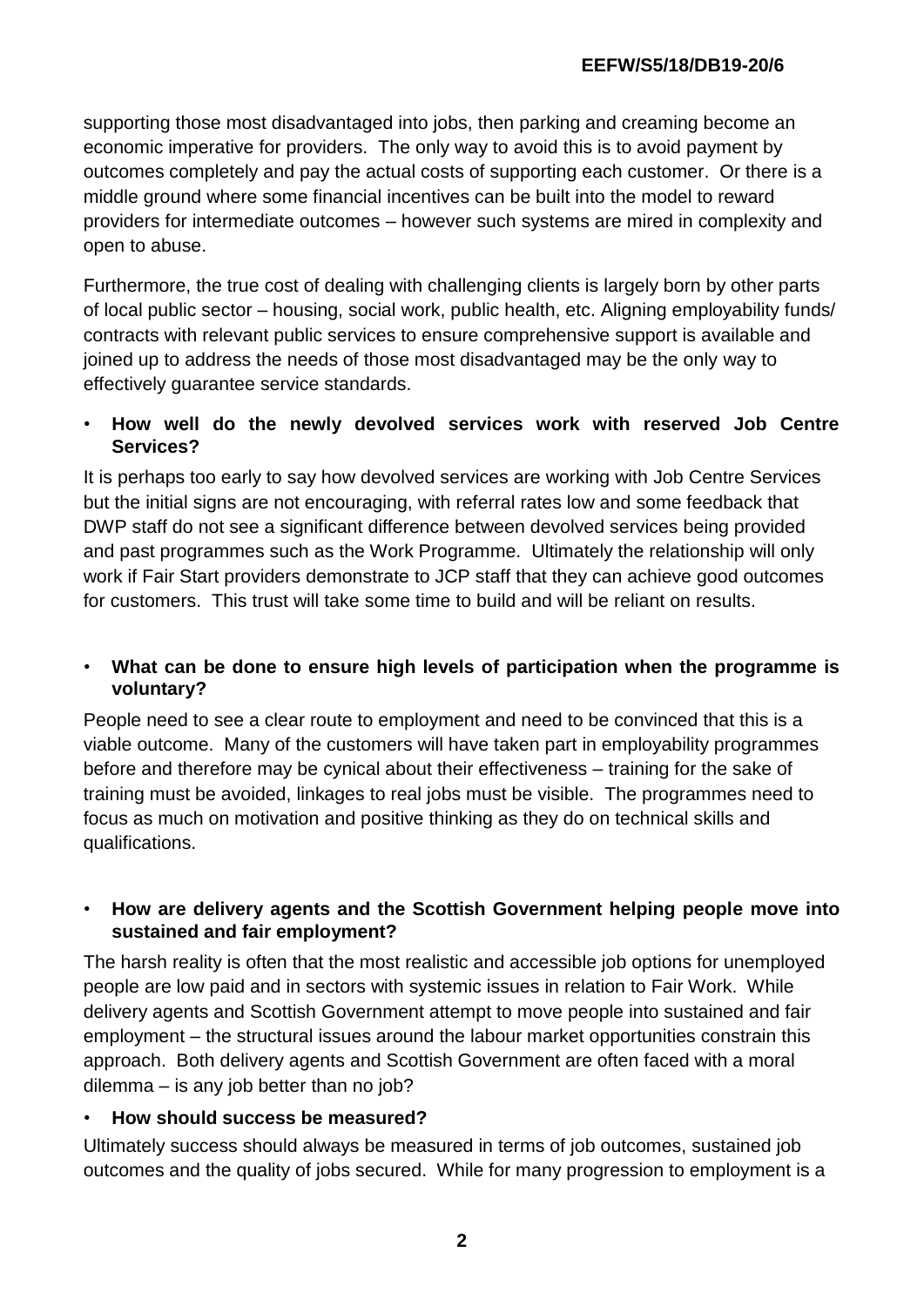supporting those most disadvantaged into jobs, then parking and creaming become an economic imperative for providers. The only way to avoid this is to avoid payment by outcomes completely and pay the actual costs of supporting each customer. Or there is a middle ground where some financial incentives can be built into the model to reward providers for intermediate outcomes – however such systems are mired in complexity and open to abuse.

Furthermore, the true cost of dealing with challenging clients is largely born by other parts of local public sector – housing, social work, public health, etc. Aligning employability funds/ contracts with relevant public services to ensure comprehensive support is available and joined up to address the needs of those most disadvantaged may be the only way to effectively guarantee service standards.

- **How well do the newly devolved services work with reserved Job Centre Services?**

It is perhaps too early to say how devolved services are working with Job Centre Services but the initial signs are not encouraging, with referral rates low and some feedback that DWP staff do not see a significant difference between devolved services being provided and past programmes such as the Work Programme. Ultimately the relationship will only work if Fair Start providers demonstrate to JCP staff that they can achieve good outcomes for customers. This trust will take some time to build and will be reliant on results.

- **What can be done to ensure high levels of participation when the programme is voluntary?**

People need to see a clear route to employment and need to be convinced that this is a viable outcome. Many of the customers will have taken part in employability programmes before and therefore may be cynical about their effectiveness – training for the sake of training must be avoided, linkages to real jobs must be visible. The programmes need to focus as much on motivation and positive thinking as they do on technical skills and qualifications.

- **How are delivery agents and the Scottish Government helping people move into sustained and fair employment?**

The harsh reality is often that the most realistic and accessible job options for unemployed people are low paid and in sectors with systemic issues in relation to Fair Work. While delivery agents and Scottish Government attempt to move people into sustained and fair employment – the structural issues around the labour market opportunities constrain this approach. Both delivery agents and Scottish Government are often faced with a moral dilemma – is any job better than no job?

- **How should success be measured?**

Ultimately success should always be measured in terms of job outcomes, sustained job outcomes and the quality of jobs secured. While for many progression to employment is a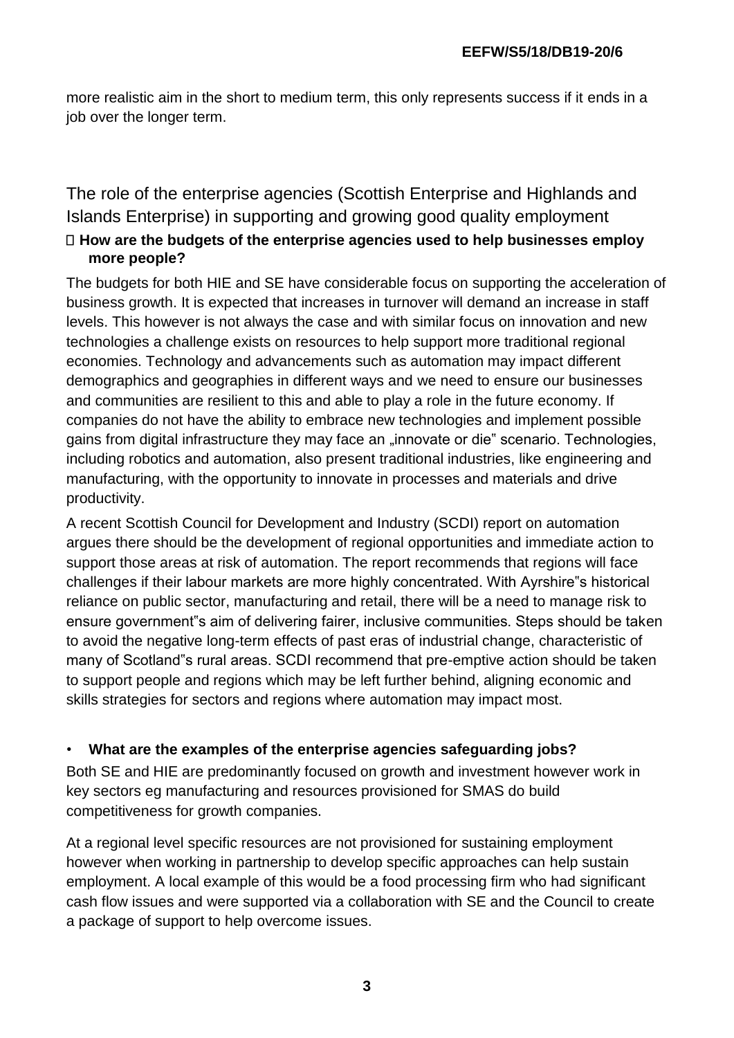more realistic aim in the short to medium term, this only represents success if it ends in a job over the longer term.

## The role of the enterprise agencies (Scottish Enterprise and Highlands and Islands Enterprise) in supporting and growing good quality employment

- **How are the budgets of the enterprise agencies used to help businesses employ more people?**

The budgets for both HIE and SE have considerable focus on supporting the acceleration of business growth. It is expected that increases in turnover will demand an increase in staff levels. This however is not always the case and with similar focus on innovation and new technologies a challenge exists on resources to help support more traditional regional economies. Technology and advancements such as automation may impact different demographics and geographies in different ways and we need to ensure our businesses and communities are resilient to this and able to play a role in the future economy. If companies do not have the ability to embrace new technologies and implement possible gains from digital infrastructure they may face an „innovate or die" scenario. Technologies, including robotics and automation, also present traditional industries, like engineering and manufacturing, with the opportunity to innovate in processes and materials and drive productivity.

A recent Scottish Council for Development and Industry (SCDI) report on automation argues there should be the development of regional opportunities and immediate action to support those areas at risk of automation. The report recommends that regions will face challenges if their labour markets are more highly concentrated. With Ayrshire"s historical reliance on public sector, manufacturing and retail, there will be a need to manage risk to ensure government"s aim of delivering fairer, inclusive communities. Steps should be taken to avoid the negative long-term effects of past eras of industrial change, characteristic of many of Scotland"s rural areas. SCDI recommend that pre-emptive action should be taken to support people and regions which may be left further behind, aligning economic and skills strategies for sectors and regions where automation may impact most.

- **What are the examples of the enterprise agencies safeguarding jobs?**

Both SE and HIE are predominantly focused on growth and investment however work in key sectors eg manufacturing and resources provisioned for SMAS do build competitiveness for growth companies.

At a regional level specific resources are not provisioned for sustaining employment however when working in partnership to develop specific approaches can help sustain employment. A local example of this would be a food processing firm who had significant cash flow issues and were supported via a collaboration with SE and the Council to create a package of support to help overcome issues.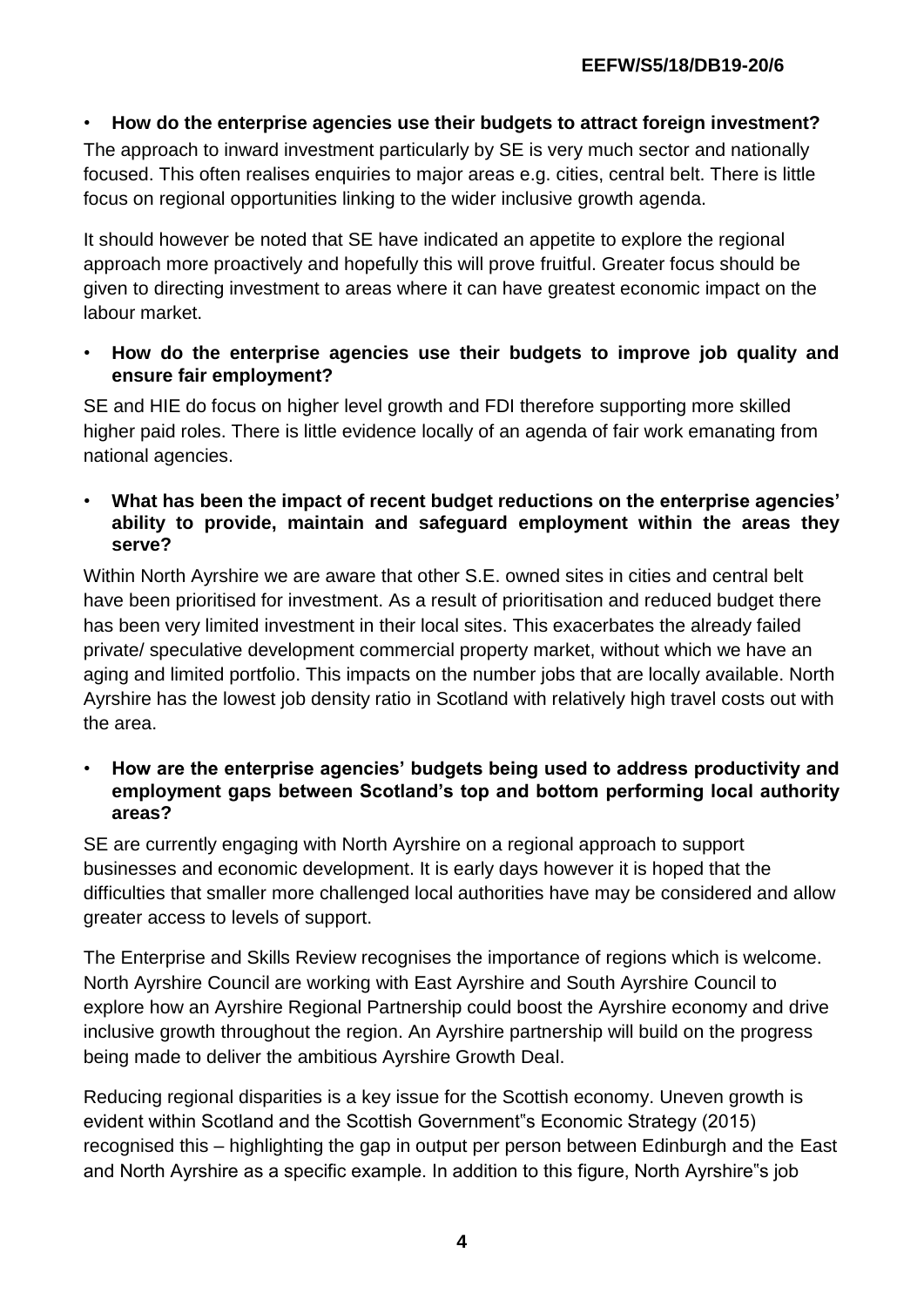- **How do the enterprise agencies use their budgets to attract foreign investment?**

The approach to inward investment particularly by SE is very much sector and nationally focused. This often realises enquiries to major areas e.g. cities, central belt. There is little focus on regional opportunities linking to the wider inclusive growth agenda.

It should however be noted that SE have indicated an appetite to explore the regional approach more proactively and hopefully this will prove fruitful. Greater focus should be given to directing investment to areas where it can have greatest economic impact on the labour market.

- **How do the enterprise agencies use their budgets to improve job quality and ensure fair employment?**

SE and HIE do focus on higher level growth and FDI therefore supporting more skilled higher paid roles. There is little evidence locally of an agenda of fair work emanating from national agencies.

- **What has been the impact of recent budget reductions on the enterprise agencies' ability to provide, maintain and safeguard employment within the areas they serve?**

Within North Ayrshire we are aware that other S.E. owned sites in cities and central belt have been prioritised for investment. As a result of prioritisation and reduced budget there has been very limited investment in their local sites. This exacerbates the already failed private/ speculative development commercial property market, without which we have an aging and limited portfolio. This impacts on the number jobs that are locally available. North Ayrshire has the lowest job density ratio in Scotland with relatively high travel costs out with the area.

- **How are the enterprise agencies' budgets being used to address productivity and employment gaps between Scotland's top and bottom performing local authority areas?**

SE are currently engaging with North Ayrshire on a regional approach to support businesses and economic development. It is early days however it is hoped that the difficulties that smaller more challenged local authorities have may be considered and allow greater access to levels of support.

The Enterprise and Skills Review recognises the importance of regions which is welcome. North Ayrshire Council are working with East Ayrshire and South Ayrshire Council to explore how an Ayrshire Regional Partnership could boost the Ayrshire economy and drive inclusive growth throughout the region. An Ayrshire partnership will build on the progress being made to deliver the ambitious Ayrshire Growth Deal.

Reducing regional disparities is a key issue for the Scottish economy. Uneven growth is evident within Scotland and the Scottish Government"s Economic Strategy (2015) recognised this – highlighting the gap in output per person between Edinburgh and the East and North Ayrshire as a specific example. In addition to this figure, North Ayrshire"s job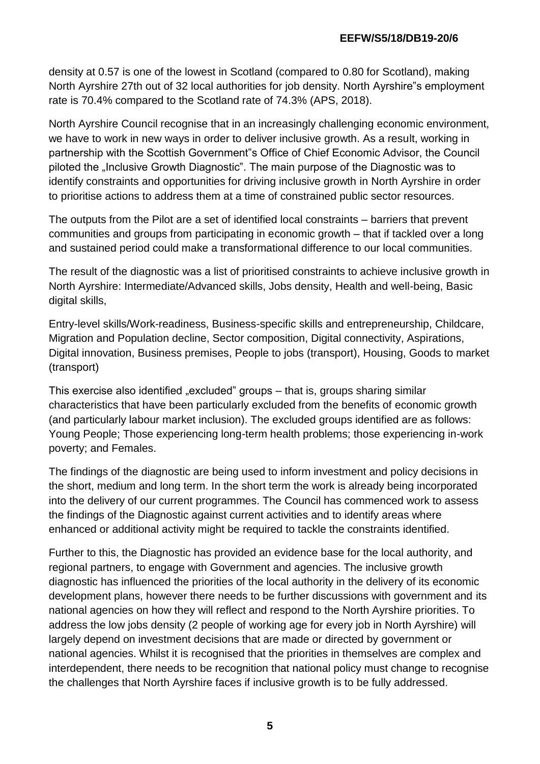density at 0.57 is one of the lowest in Scotland (compared to 0.80 for Scotland), making North Ayrshire 27th out of 32 local authorities for job density. North Ayrshire"s employment rate is 70.4% compared to the Scotland rate of 74.3% (APS, 2018).

North Ayrshire Council recognise that in an increasingly challenging economic environment, we have to work in new ways in order to deliver inclusive growth. As a result, working in partnership with the Scottish Government"s Office of Chief Economic Advisor, the Council piloted the „Inclusive Growth Diagnostic". The main purpose of the Diagnostic was to identify constraints and opportunities for driving inclusive growth in North Ayrshire in order to prioritise actions to address them at a time of constrained public sector resources.

The outputs from the Pilot are a set of identified local constraints – barriers that prevent communities and groups from participating in economic growth – that if tackled over a long and sustained period could make a transformational difference to our local communities.

The result of the diagnostic was a list of prioritised constraints to achieve inclusive growth in North Ayrshire: Intermediate/Advanced skills, Jobs density, Health and well-being, Basic digital skills,

Entry-level skills/Work-readiness, Business-specific skills and entrepreneurship, Childcare, Migration and Population decline, Sector composition, Digital connectivity, Aspirations, Digital innovation, Business premises, People to jobs (transport), Housing, Goods to market (transport)

This exercise also identified „excluded" groups – that is, groups sharing similar characteristics that have been particularly excluded from the benefits of economic growth (and particularly labour market inclusion). The excluded groups identified are as follows: Young People; Those experiencing long-term health problems; those experiencing in-work poverty; and Females.

The findings of the diagnostic are being used to inform investment and policy decisions in the short, medium and long term. In the short term the work is already being incorporated into the delivery of our current programmes. The Council has commenced work to assess the findings of the Diagnostic against current activities and to identify areas where enhanced or additional activity might be required to tackle the constraints identified.

Further to this, the Diagnostic has provided an evidence base for the local authority, and regional partners, to engage with Government and agencies. The inclusive growth diagnostic has influenced the priorities of the local authority in the delivery of its economic development plans, however there needs to be further discussions with government and its national agencies on how they will reflect and respond to the North Ayrshire priorities. To address the low jobs density (2 people of working age for every job in North Ayrshire) will largely depend on investment decisions that are made or directed by government or national agencies. Whilst it is recognised that the priorities in themselves are complex and interdependent, there needs to be recognition that national policy must change to recognise the challenges that North Ayrshire faces if inclusive growth is to be fully addressed.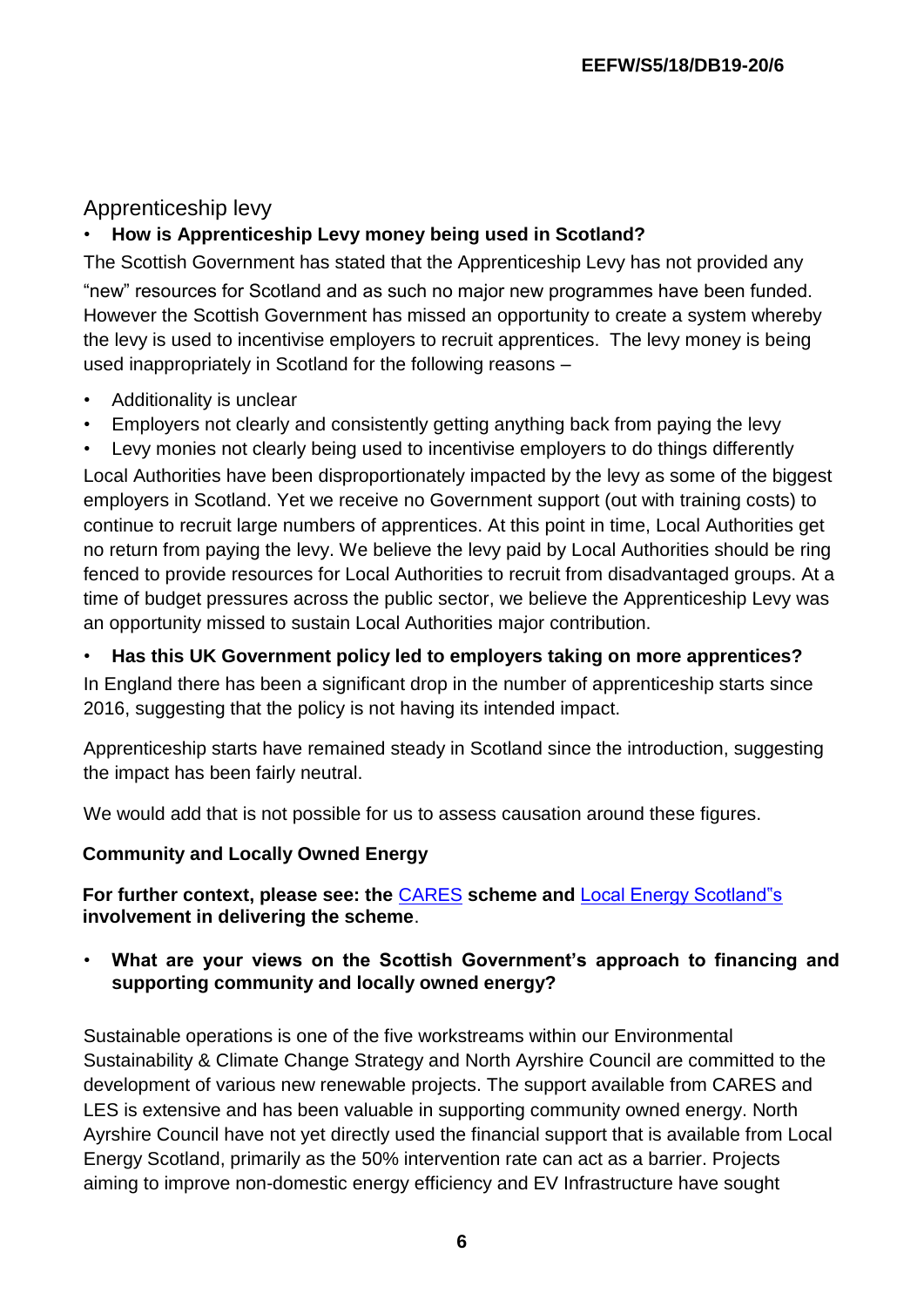## Apprenticeship levy

- **How is Apprenticeship Levy money being used in Scotland?**

The Scottish Government has stated that the Apprenticeship Levy has not provided any "new" resources for Scotland and as such no major new programmes have been funded. However the Scottish Government has missed an opportunity to create a system whereby the levy is used to incentivise employers to recruit apprentices. The levy money is being used inappropriately in Scotland for the following reasons –

- Additionality is unclear
- Employers not clearly and consistently getting anything back from paying the levy
- Levy monies not clearly being used to incentivise employers to do things differently

Local Authorities have been disproportionately impacted by the levy as some of the biggest employers in Scotland. Yet we receive no Government support (out with training costs) to continue to recruit large numbers of apprentices. At this point in time, Local Authorities get no return from paying the levy. We believe the levy paid by Local Authorities should be ring fenced to provide resources for Local Authorities to recruit from disadvantaged groups. At a time of budget pressures across the public sector, we believe the Apprenticeship Levy was an opportunity missed to sustain Local Authorities major contribution.

- **Has this UK Government policy led to employers taking on more apprentices?**

In England there has been a significant drop in the number of apprenticeship starts since 2016, suggesting that the policy is not having its intended impact.

Apprenticeship starts have remained steady in Scotland since the introduction, suggesting the impact has been fairly neutral.

We would add that is not possible for us to assess causation around these figures.

### Community and Locally Owned Energy

**For further context, please see: the CARES scheme and Local Energy Scotland"s involvement in delivering the scheme**.

- **What are your views on the Scottish Government's approach to financing and supporting community and locally owned energy?**

Sustainable operations is one of the five workstreams within our Environmental Sustainability & Climate Change Strategy and North Ayrshire Council are committed to the development of various new renewable projects. The support available from CARES and LES is extensive and has been valuable in supporting community owned energy. North Ayrshire Council have not yet directly used the financial support that is available from Local Energy Scotland, primarily as the 50% intervention rate can act as a barrier. Projects aiming to improve non-domestic energy efficiency and EV Infrastructure have sought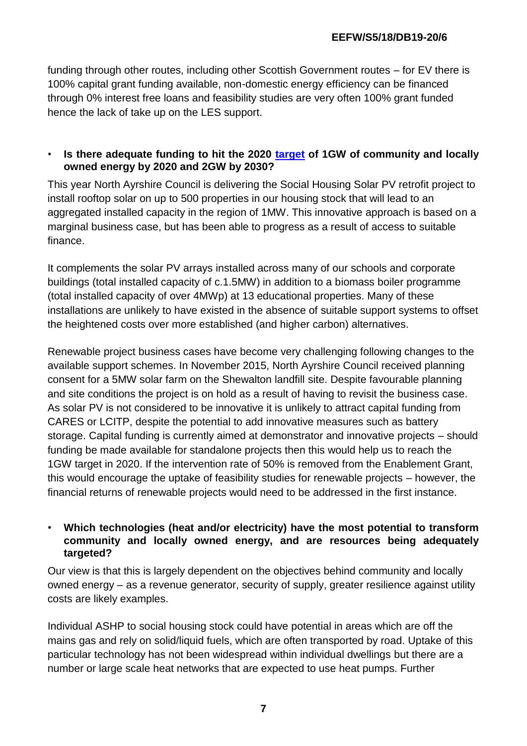funding through other routes, including other Scottish Government routes – for EV there is 100% capital grant funding available, non-domestic energy efficiency can be financed through 0% interest free loans and feasibility studies are very often 100% grant funded hence the lack of take up on the LES support.

- **Is there adequate funding to hit the 2020 target of 1GW of community and locally owned energy by 2020 and 2GW by 2030?**

This year North Ayrshire Council is delivering the Social Housing Solar PV retrofit project to install rooftop solar on up to 500 properties in our housing stock that will lead to an aggregated installed capacity in the region of 1MW. This innovative approach is based on a marginal business case, but has been able to progress as a result of access to suitable finance.

It complements the solar PV arrays installed across many of our schools and corporate buildings (total installed capacity of c.1.5MW) in addition to a biomass boiler programme (total installed capacity of over 4MWp) at 13 educational properties. Many of these installations are unlikely to have existed in the absence of suitable support systems to offset the heightened costs over more established (and higher carbon) alternatives.

Renewable project business cases have become very challenging following changes to the available support schemes. In November 2015, North Ayrshire Council received planning consent for a 5MW solar farm on the Shewalton landfill site. Despite favourable planning and site conditions the project is on hold as a result of having to revisit the business case. As solar PV is not considered to be innovative it is unlikely to attract capital funding from CARES or LCITP, despite the potential to add innovative measures such as battery storage. Capital funding is currently aimed at demonstrator and innovative projects – should funding be made available for standalone projects then this would help us to reach the 1GW target in 2020. If the intervention rate of 50% is removed from the Enablement Grant, this would encourage the uptake of feasibility studies for renewable projects – however, the financial returns of renewable projects would need to be addressed in the first instance.

- **Which technologies (heat and/or electricity) have the most potential to transform community and locally owned energy, and are resources being adequately targeted?**

Our view is that this is largely dependent on the objectives behind community and locally owned energy – as a revenue generator, security of supply, greater resilience against utility costs are likely examples.

Individual ASHP to social housing stock could have potential in areas which are off the mains gas and rely on solid/liquid fuels, which are often transported by road. Uptake of this particular technology has not been widespread within individual dwellings but there are a number or large scale heat networks that are expected to use heat pumps. Further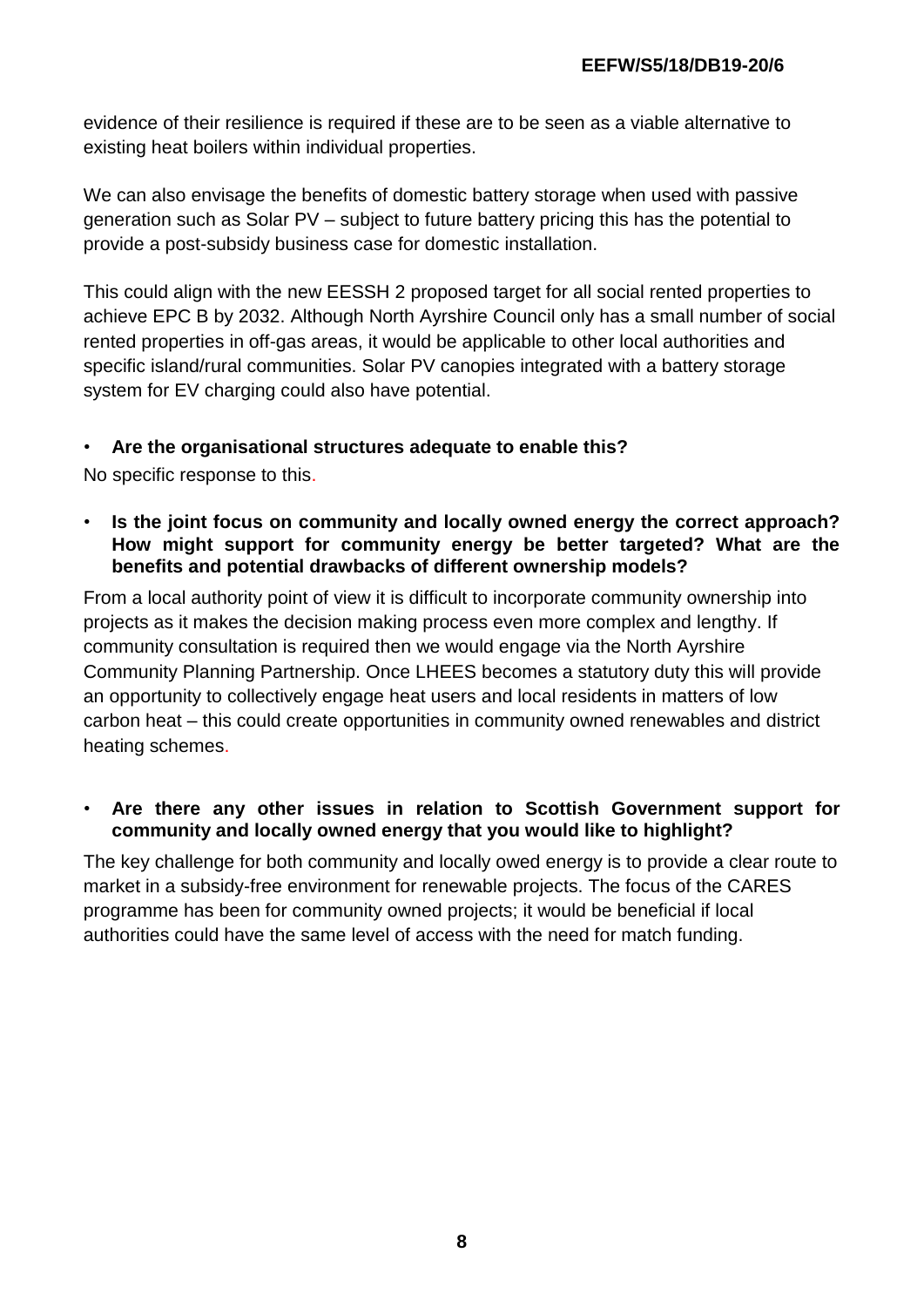evidence of their resilience is required if these are to be seen as a viable alternative to existing heat boilers within individual properties.

We can also envisage the benefits of domestic battery storage when used with passive generation such as Solar PV – subject to future battery pricing this has the potential to provide a post-subsidy business case for domestic installation.

This could align with the new EESSH 2 proposed target for all social rented properties to achieve EPC B by 2032. Although North Ayrshire Council only has a small number of social rented properties in off-gas areas, it would be applicable to other local authorities and specific island/rural communities. Solar PV canopies integrated with a battery storage system for EV charging could also have potential.

- **Are the organisational structures adequate to enable this?**

No specific response to this.

- **Is the joint focus on community and locally owned energy the correct approach? How might support for community energy be better targeted? What are the benefits and potential drawbacks of different ownership models?**

From a local authority point of view it is difficult to incorporate community ownership into projects as it makes the decision making process even more complex and lengthy. If community consultation is required then we would engage via the North Ayrshire Community Planning Partnership. Once LHEES becomes a statutory duty this will provide an opportunity to collectively engage heat users and local residents in matters of low carbon heat – this could create opportunities in community owned renewables and district heating schemes.

- **Are there any other issues in relation to Scottish Government support for community and locally owned energy that you would like to highlight?**

The key challenge for both community and locally owed energy is to provide a clear route to market in a subsidy-free environment for renewable projects. The focus of the CARES programme has been for community owned projects; it would be beneficial if local authorities could have the same level of access with the need for match funding.